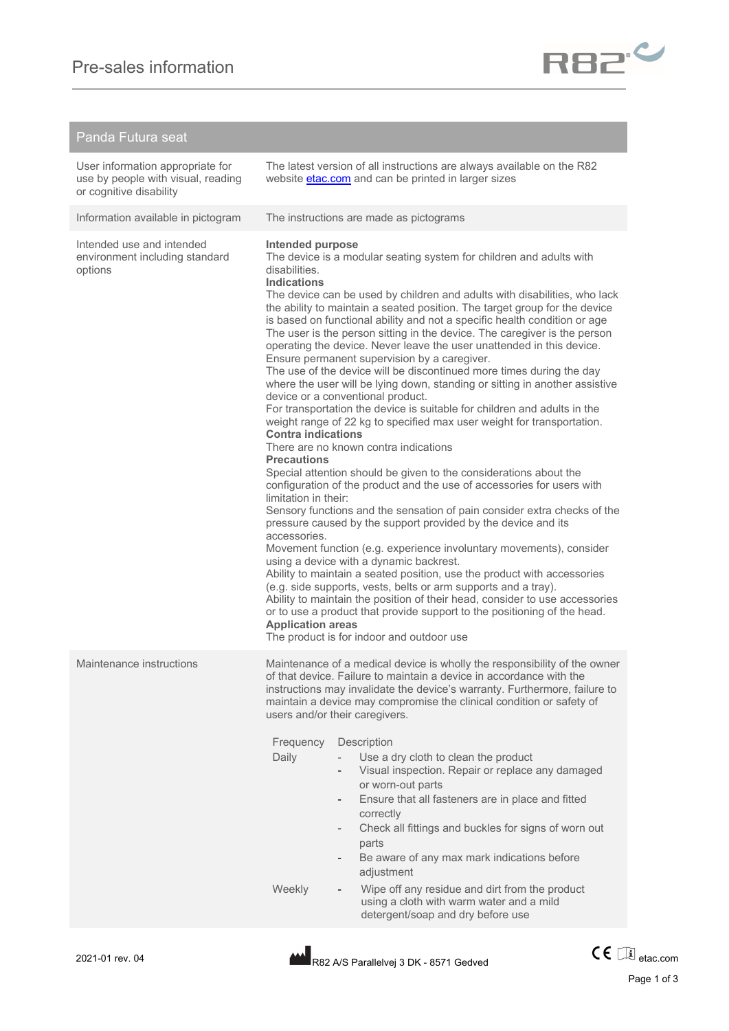# Pre-sales information

## Panda Futura seat

| | |
|---|---|
| User information appropriate for use by people with visual, reading or cognitive disability | The latest version of all instructions are always available on the R82 website etac.com and can be printed in larger sizes |
| Information available in pictogram | The instructions are made as pictograms |
| Intended use and intended environment including standard options | **Intended purpose**<br>The device is a modular seating system for children and adults with disabilities.<br>**Indications**<br>The device can be used by children and adults with disabilities, who lack the ability to maintain a seated position. The target group for the device is based on functional ability and not a specific health condition or age The user is the person sitting in the device. The caregiver is the person operating the device. Never leave the user unattended in this device. Ensure permanent supervision by a caregiver.<br>The use of the device will be discontinued more times during the day where the user will be lying down, standing or sitting in another assistive device or a conventional product.<br>For transportation the device is suitable for children and adults in the weight range of 22 kg to specified max user weight for transportation.<br>**Contra indications**<br>There are no known contra indications<br>**Precautions**<br>Special attention should be given to the considerations about the configuration of the product and the use of accessories for users with limitation in their:<br>Sensory functions and the sensation of pain consider extra checks of the pressure caused by the support provided by the device and its accessories.<br>Movement function (e.g. experience involuntary movements), consider using a device with a dynamic backrest.<br>Ability to maintain a seated position, use the product with accessories (e.g. side supports, vests, belts or arm supports and a tray).<br>Ability to maintain the position of their head, consider to use accessories or to use a product that provide support to the positioning of the head.<br>**Application areas**<br>The product is for indoor and outdoor use |
| Maintenance instructions | Maintenance of a medical device is wholly the responsibility of the owner of that device. Failure to maintain a device in accordance with the instructions may invalidate the device's warranty. Furthermore, failure to maintain a device may compromise the clinical condition or safety of users and/or their caregivers. |

| Frequency | Description |
|---|---|
| Daily | - Use a dry cloth to clean the product<br>- Visual inspection. Repair or replace any damaged or worn-out parts<br>- Ensure that all fasteners are in place and fitted correctly<br>- Check all fittings and buckles for signs of worn out parts<br>- Be aware of any max mark indications before adjustment |
| Weekly | - Wipe off any residue and dirt from the product using a cloth with warm water and a mild detergent/soap and dry before use |

2021-01 rev. 04

R82 A/S Parallelvej 3 DK - 8571 Gedved

etac.com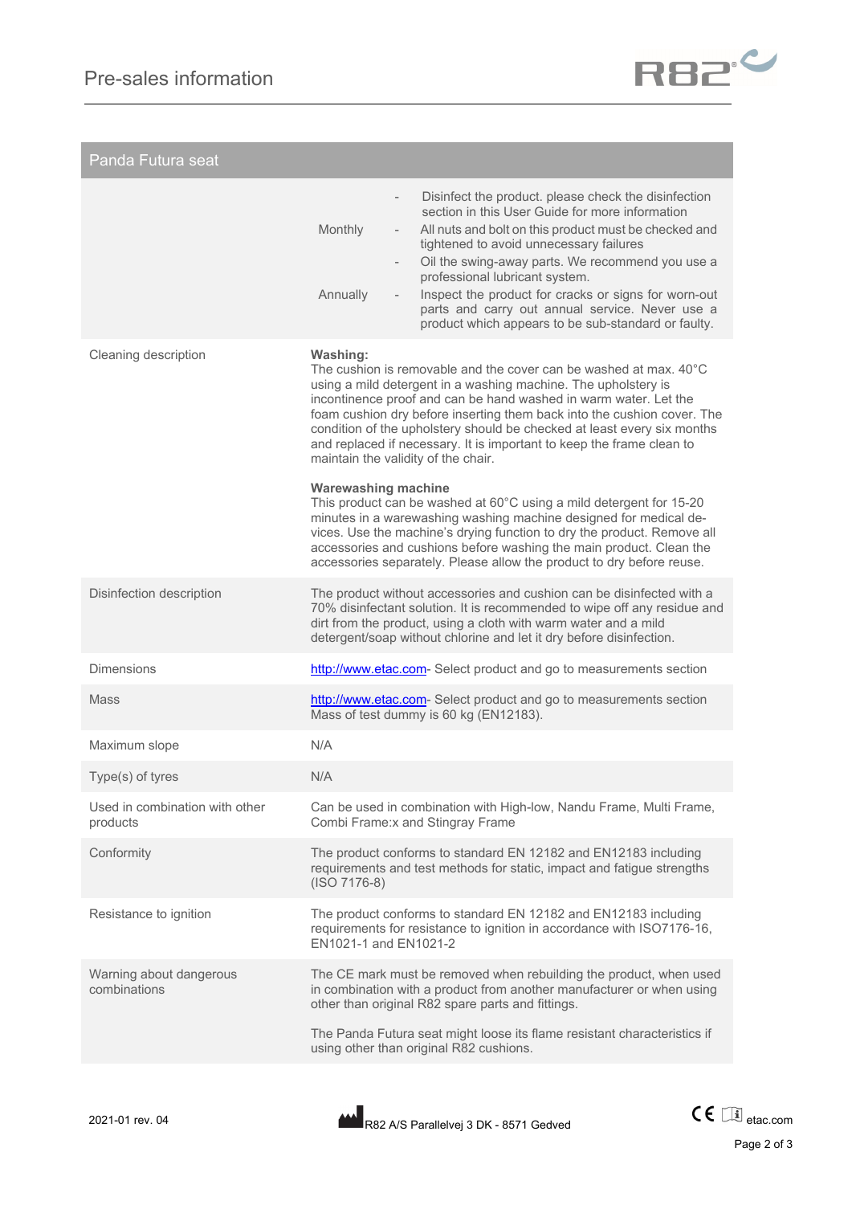## Panda Futura seat

| | |
|---|---|
| | Monthly - Disinfect the product. please check the disinfection section in this User Guide for more information<br>- All nuts and bolt on this product must be checked and tightened to avoid unnecessary failures<br>- Oil the swing-away parts. We recommend you use a professional lubricant system.<br>Annually - Inspect the product for cracks or signs for worn-out parts and carry out annual service. Never use a product which appears to be sub-standard or faulty. |
| Cleaning description | **Washing:**<br>The cushion is removable and the cover can be washed at max. 40°C using a mild detergent in a washing machine. The upholstery is incontinence proof and can be hand washed in warm water. Let the foam cushion dry before inserting them back into the cushion cover. The condition of the upholstery should be checked at least every six months and replaced if necessary. It is important to keep the frame clean to maintain the validity of the chair.<br><br>**Warewashing machine**<br>This product can be washed at 60°C using a mild detergent for 15-20 minutes in a warewashing washing machine designed for medical devices. Use the machine's drying function to dry the product. Remove all accessories and cushions before washing the main product. Clean the accessories separately. Please allow the product to dry before reuse. |
| Disinfection description | The product without accessories and cushion can be disinfected with a 70% disinfectant solution. It is recommended to wipe off any residue and dirt from the product, using a cloth with warm water and a mild detergent/soap without chlorine and let it dry before disinfection. |
| Dimensions | http://www.etac.com- Select product and go to measurements section |
| Mass | http://www.etac.com- Select product and go to measurements section<br>Mass of test dummy is 60 kg (EN12183). |
| Maximum slope | N/A |
| Type(s) of tyres | N/A |
| Used in combination with other products | Can be used in combination with High-low, Nandu Frame, Multi Frame, Combi Frame:x and Stingray Frame |
| Conformity | The product conforms to standard EN 12182 and EN12183 including requirements and test methods for static, impact and fatigue strengths (ISO 7176-8) |
| Resistance to ignition | The product conforms to standard EN 12182 and EN12183 including requirements for resistance to ignition in accordance with ISO7176-16, EN1021-1 and EN1021-2 |
| Warning about dangerous combinations | The CE mark must be removed when rebuilding the product, when used in combination with a product from another manufacturer or when using other than original R82 spare parts and fittings.<br><br>The Panda Futura seat might loose its flame resistant characteristics if using other than original R82 cushions. |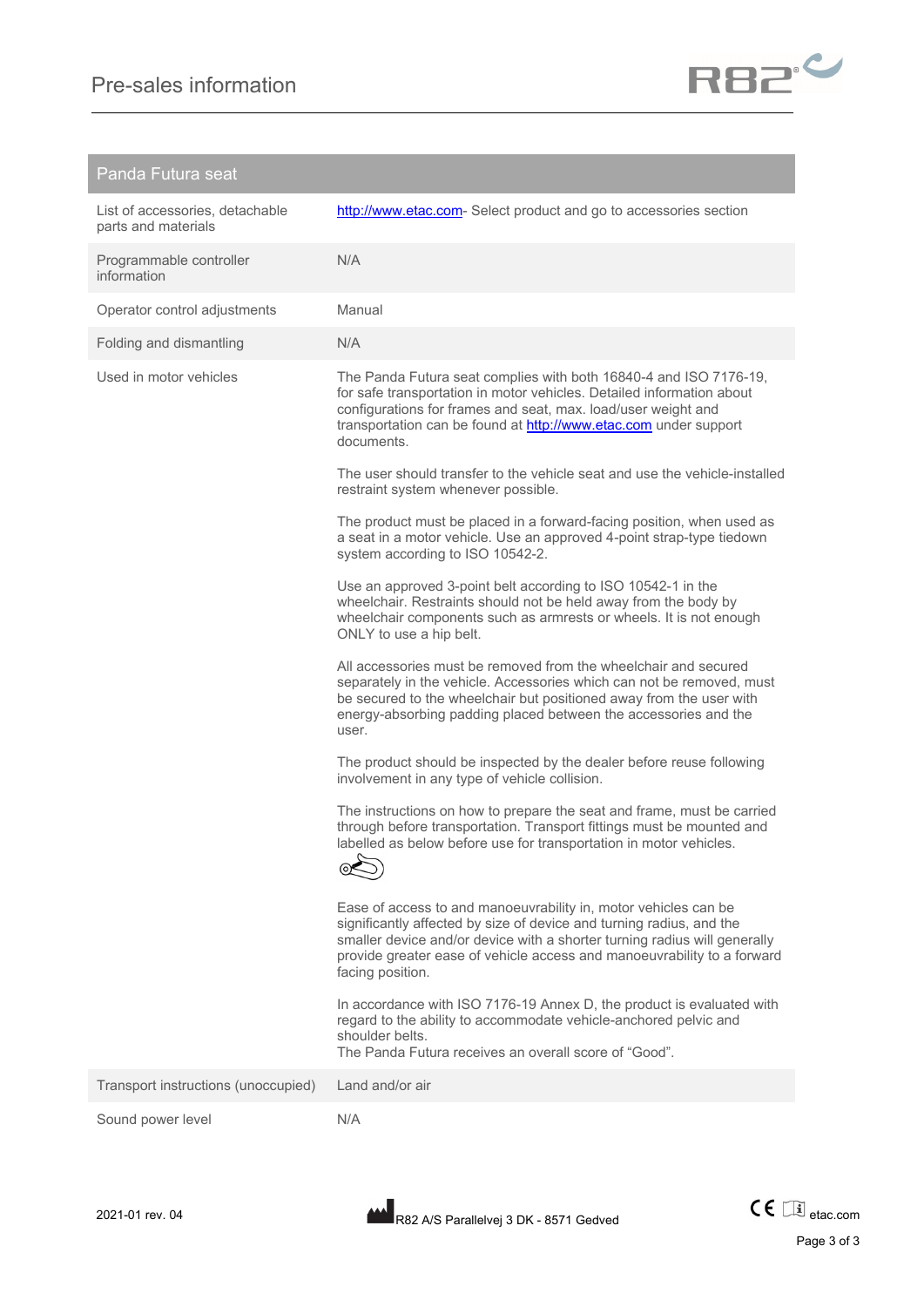| Panda Futura seat | |
|---|---|
| List of accessories, detachable parts and materials | http://www.etac.com- Select product and go to accessories section |
| Programmable controller information | N/A |
| Operator control adjustments | Manual |
| Folding and dismantling | N/A |
| Used in motor vehicles | The Panda Futura seat complies with both 16840-4 and ISO 7176-19, for safe transportation in motor vehicles. Detailed information about configurations for frames and seat, max. load/user weight and transportation can be found at http://www.etac.com under support documents.<br><br>The user should transfer to the vehicle seat and use the vehicle-installed restraint system whenever possible.<br><br>The product must be placed in a forward-facing position, when used as a seat in a motor vehicle. Use an approved 4-point strap-type tiedown system according to ISO 10542-2.<br><br>Use an approved 3-point belt according to ISO 10542-1 in the wheelchair. Restraints should not be held away from the body by wheelchair components such as armrests or wheels. It is not enough ONLY to use a hip belt.<br><br>All accessories must be removed from the wheelchair and secured separately in the vehicle. Accessories which can not be removed, must be secured to the wheelchair but positioned away from the user with energy-absorbing padding placed between the accessories and the user.<br><br>The product should be inspected by the dealer before reuse following involvement in any type of vehicle collision.<br><br>The instructions on how to prepare the seat and frame, must be carried through before transportation. Transport fittings must be mounted and labelled as below before use for transportation in motor vehicles.<br><br>Ease of access to and manoeuvrability in, motor vehicles can be significantly affected by size of device and turning radius, and the smaller device and/or device with a shorter turning radius will generally provide greater ease of vehicle access and manoeuvrability to a forward facing position.<br><br>In accordance with ISO 7176-19 Annex D, the product is evaluated with regard to the ability to accommodate vehicle-anchored pelvic and shoulder belts.<br>The Panda Futura receives an overall score of "Good". |
| Transport instructions (unoccupied) | Land and/or air |
| Sound power level | N/A |

2021-01 rev. 04

R82 A/S Parallelvej 3 DK - 8571 Gedved

etac.com